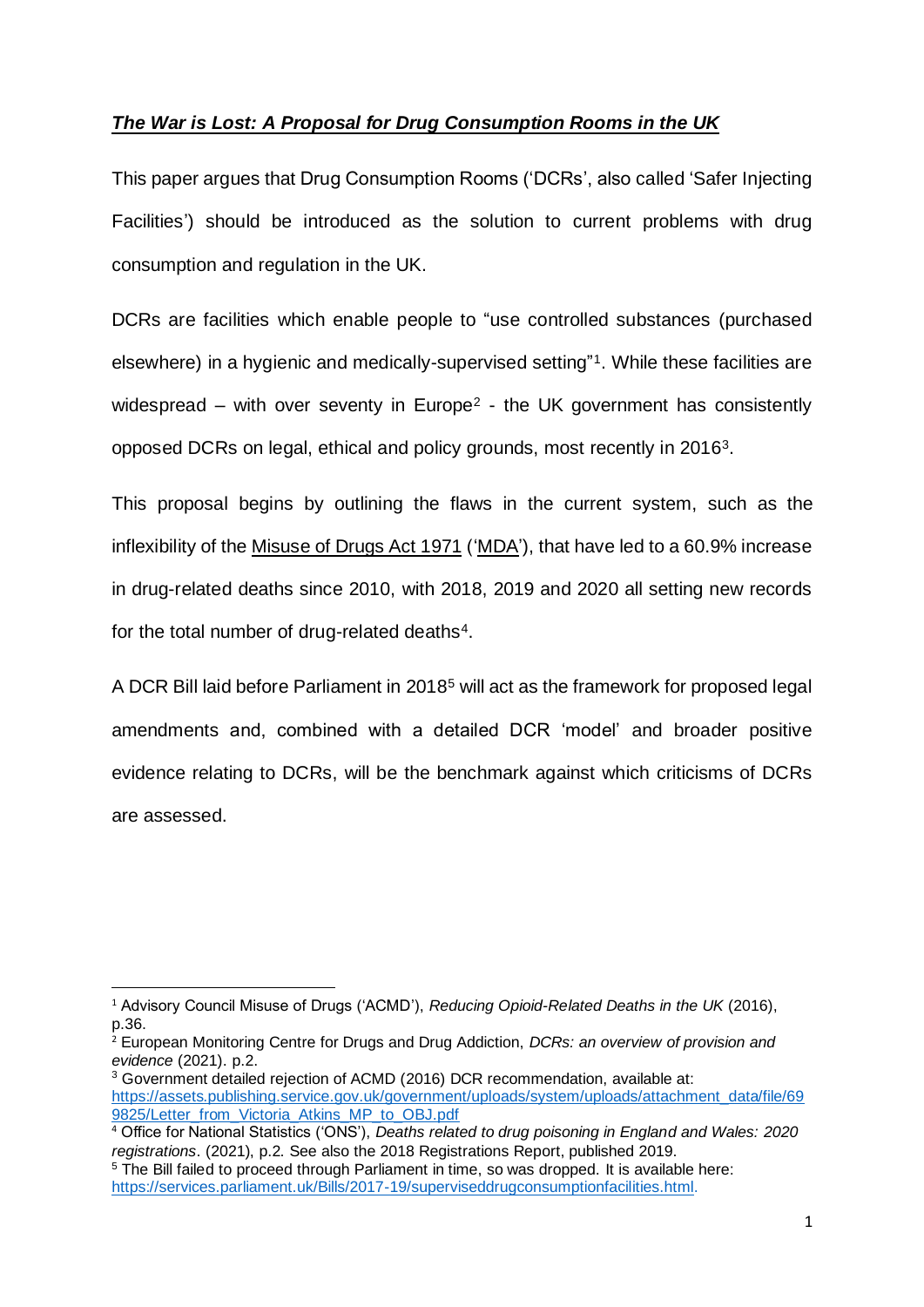***The War is Lost: A Proposal for Drug Consumption Rooms in the UK***

This paper argues that Drug Consumption Rooms ('DCRs', also called 'Safer Injecting Facilities') should be introduced as the solution to current problems with drug consumption and regulation in the UK.

DCRs are facilities which enable people to "use controlled substances (purchased elsewhere) in a hygienic and medically-supervised setting"[1]. While these facilities are widespread – with over seventy in Europe[2] - the UK government has consistently opposed DCRs on legal, ethical and policy grounds, most recently in 2016[3].

This proposal begins by outlining the flaws in the current system, such as the inflexibility of the Misuse of Drugs Act 1971 ('MDA'), that have led to a 60.9% increase in drug-related deaths since 2010, with 2018, 2019 and 2020 all setting new records for the total number of drug-related deaths[4].

A DCR Bill laid before Parliament in 2018[5] will act as the framework for proposed legal amendments and, combined with a detailed DCR 'model' and broader positive evidence relating to DCRs, will be the benchmark against which criticisms of DCRs are assessed.

---

[1] Advisory Council Misuse of Drugs ('ACMD'), *Reducing Opioid-Related Deaths in the UK* (2016), p.36.

[2] European Monitoring Centre for Drugs and Drug Addiction, *DCRs: an overview of provision and evidence* (2021). p.2.

[3] Government detailed rejection of ACMD (2016) DCR recommendation, available at: https://assets.publishing.service.gov.uk/government/uploads/system/uploads/attachment_data/file/699825/Letter_from_Victoria_Atkins_MP_to_OBJ.pdf

[4] Office for National Statistics ('ONS'), *Deaths related to drug poisoning in England and Wales: 2020 registrations*. (2021), p.2. See also the 2018 Registrations Report, published 2019.

[5] The Bill failed to proceed through Parliament in time, so was dropped. It is available here: https://services.parliament.uk/Bills/2017-19/superviseddrugconsumptionfacilities.html.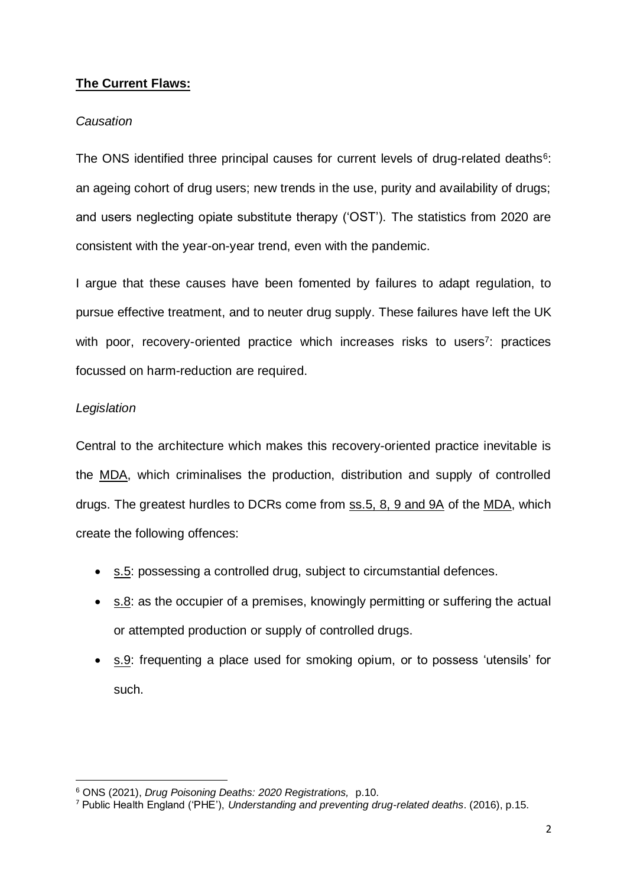**The Current Flaws:**

*Causation*

The ONS identified three principal causes for current levels of drug-related deaths[6]: an ageing cohort of drug users; new trends in the use, purity and availability of drugs; and users neglecting opiate substitute therapy ('OST'). The statistics from 2020 are consistent with the year-on-year trend, even with the pandemic.

I argue that these causes have been fomented by failures to adapt regulation, to pursue effective treatment, and to neuter drug supply. These failures have left the UK with poor, recovery-oriented practice which increases risks to users[7]: practices focussed on harm-reduction are required.

*Legislation*

Central to the architecture which makes this recovery-oriented practice inevitable is the MDA, which criminalises the production, distribution and supply of controlled drugs. The greatest hurdles to DCRs come from ss.5, 8, 9 and 9A of the MDA, which create the following offences:

- s.5: possessing a controlled drug, subject to circumstantial defences.
- s.8: as the occupier of a premises, knowingly permitting or suffering the actual or attempted production or supply of controlled drugs.
- s.9: frequenting a place used for smoking opium, or to possess 'utensils' for such.

---

[6] ONS (2021), *Drug Poisoning Deaths: 2020 Registrations,* p.10.

[7] Public Health England ('PHE'), *Understanding and preventing drug-related deaths*. (2016), p.15.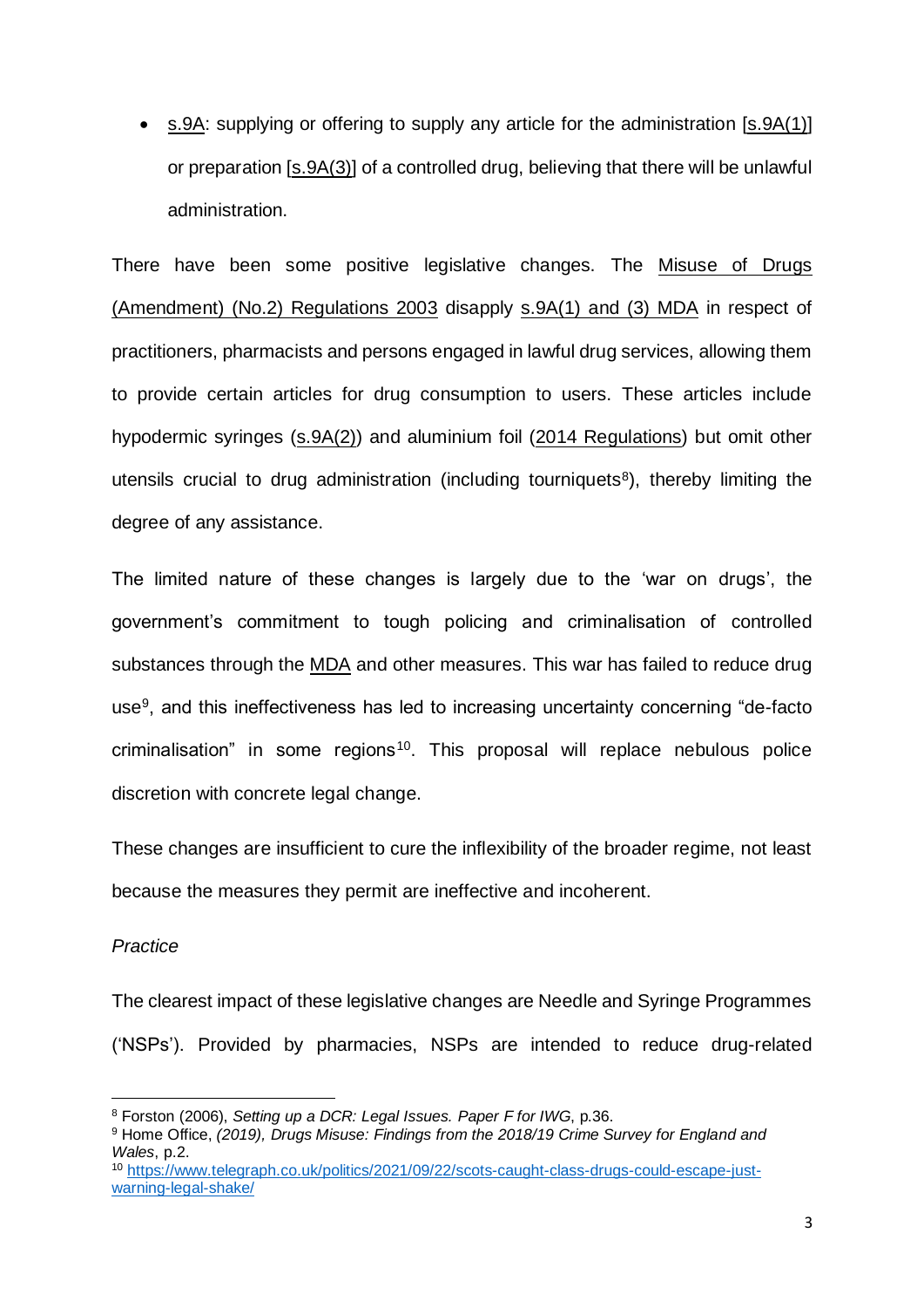- s.9A: supplying or offering to supply any article for the administration [s.9A(1)] or preparation [s.9A(3)] of a controlled drug, believing that there will be unlawful administration.

There have been some positive legislative changes. The Misuse of Drugs (Amendment) (No.2) Regulations 2003 disapply s.9A(1) and (3) MDA in respect of practitioners, pharmacists and persons engaged in lawful drug services, allowing them to provide certain articles for drug consumption to users. These articles include hypodermic syringes (s.9A(2)) and aluminium foil (2014 Regulations) but omit other utensils crucial to drug administration (including tourniquets[8]), thereby limiting the degree of any assistance.

The limited nature of these changes is largely due to the 'war on drugs', the government's commitment to tough policing and criminalisation of controlled substances through the MDA and other measures. This war has failed to reduce drug use[9], and this ineffectiveness has led to increasing uncertainty concerning "de-facto criminalisation" in some regions[10]. This proposal will replace nebulous police discretion with concrete legal change.

These changes are insufficient to cure the inflexibility of the broader regime, not least because the measures they permit are ineffective and incoherent.

*Practice*

The clearest impact of these legislative changes are Needle and Syringe Programmes ('NSPs'). Provided by pharmacies, NSPs are intended to reduce drug-related

---

[8] Forston (2006), *Setting up a DCR: Legal Issues. Paper F for IWG*, p.36.

[9] Home Office, *(2019), Drugs Misuse: Findings from the 2018/19 Crime Survey for England and Wales*, p.2.

[10] https://www.telegraph.co.uk/politics/2021/09/22/scots-caught-class-drugs-could-escape-just-warning-legal-shake/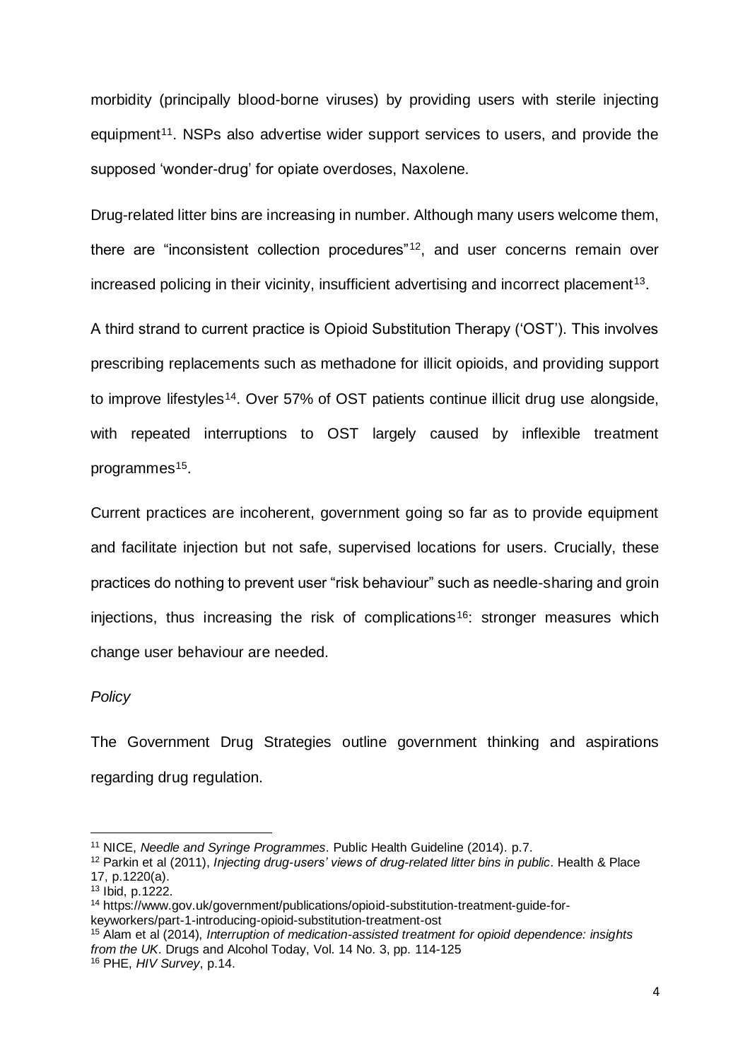morbidity (principally blood-borne viruses) by providing users with sterile injecting equipment[11]. NSPs also advertise wider support services to users, and provide the supposed 'wonder-drug' for opiate overdoses, Naxolene.

Drug-related litter bins are increasing in number. Although many users welcome them, there are "inconsistent collection procedures"[12], and user concerns remain over increased policing in their vicinity, insufficient advertising and incorrect placement[13].

A third strand to current practice is Opioid Substitution Therapy ('OST'). This involves prescribing replacements such as methadone for illicit opioids, and providing support to improve lifestyles[14]. Over 57% of OST patients continue illicit drug use alongside, with repeated interruptions to OST largely caused by inflexible treatment programmes[15].

Current practices are incoherent, government going so far as to provide equipment and facilitate injection but not safe, supervised locations for users. Crucially, these practices do nothing to prevent user "risk behaviour" such as needle-sharing and groin injections, thus increasing the risk of complications[16]: stronger measures which change user behaviour are needed.

*Policy*

The Government Drug Strategies outline government thinking and aspirations regarding drug regulation.

---

[11] NICE, *Needle and Syringe Programmes*. Public Health Guideline (2014). p.7.

[12] Parkin et al (2011), *Injecting drug-users' views of drug-related litter bins in public*. Health & Place 17, p.1220(a).

[13] Ibid, p.1222.

[14] https://www.gov.uk/government/publications/opioid-substitution-treatment-guide-for-keyworkers/part-1-introducing-opioid-substitution-treatment-ost

[15] Alam et al (2014), *Interruption of medication-assisted treatment for opioid dependence: insights from the UK*. Drugs and Alcohol Today, Vol. 14 No. 3, pp. 114-125

[16] PHE, *HIV Survey*, p.14.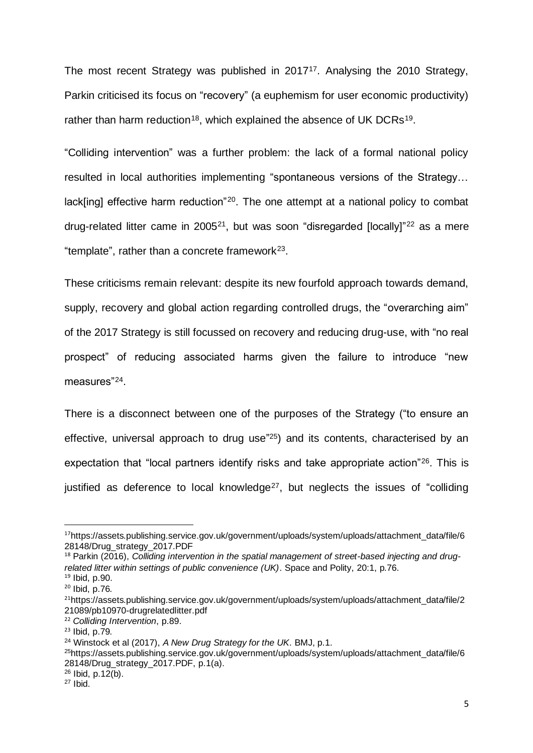The most recent Strategy was published in 2017[17]. Analysing the 2010 Strategy, Parkin criticised its focus on "recovery" (a euphemism for user economic productivity) rather than harm reduction[18], which explained the absence of UK DCRs[19].

"Colliding intervention" was a further problem: the lack of a formal national policy resulted in local authorities implementing "spontaneous versions of the Strategy… lack[ing] effective harm reduction"[20]. The one attempt at a national policy to combat drug-related litter came in 2005[21], but was soon "disregarded [locally]"[22] as a mere "template", rather than a concrete framework[23].

These criticisms remain relevant: despite its new fourfold approach towards demand, supply, recovery and global action regarding controlled drugs, the "overarching aim" of the 2017 Strategy is still focussed on recovery and reducing drug-use, with "no real prospect" of reducing associated harms given the failure to introduce "new measures"[24].

There is a disconnect between one of the purposes of the Strategy ("to ensure an effective, universal approach to drug use"[25]) and its contents, characterised by an expectation that "local partners identify risks and take appropriate action"[26]. This is justified as deference to local knowledge[27], but neglects the issues of "colliding

---

[17] https://assets.publishing.service.gov.uk/government/uploads/system/uploads/attachment_data/file/628148/Drug_strategy_2017.PDF

[18] Parkin (2016), *Colliding intervention in the spatial management of street-based injecting and drug-related litter within settings of public convenience (UK)*. Space and Polity, 20:1, p.76.

[19] Ibid, p.90.

[20] Ibid, p.76.

[21] https://assets.publishing.service.gov.uk/government/uploads/system/uploads/attachment_data/file/221089/pb10970-drugrelatedlitter.pdf

[22] *Colliding Intervention*, p.89.

[23] Ibid, p.79.

[24] Winstock et al (2017), *A New Drug Strategy for the UK*. BMJ, p.1.

[25] https://assets.publishing.service.gov.uk/government/uploads/system/uploads/attachment_data/file/628148/Drug_strategy_2017.PDF, p.1(a).

[26] Ibid, p.12(b).

[27] Ibid.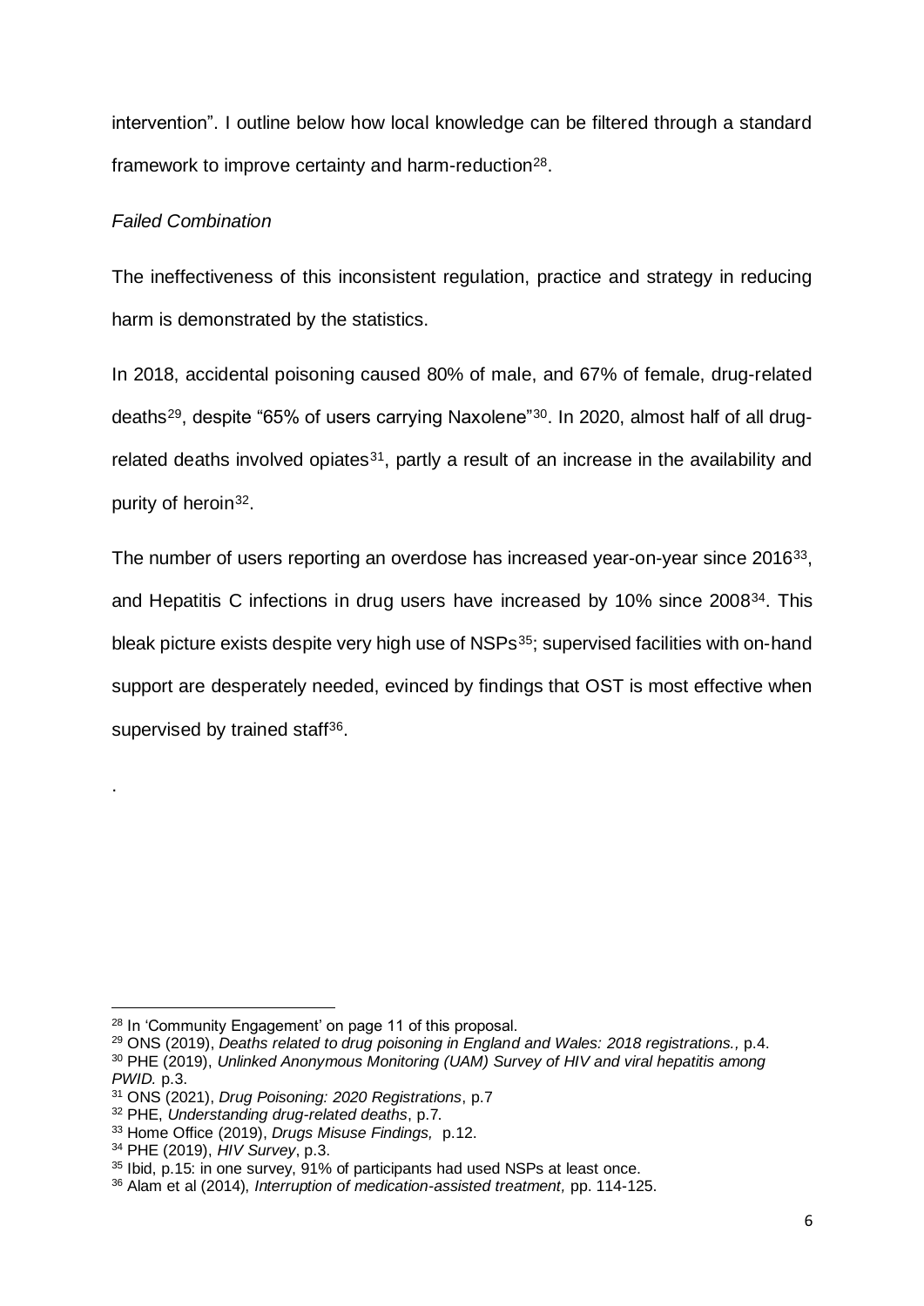intervention". I outline below how local knowledge can be filtered through a standard framework to improve certainty and harm-reduction[28].

*Failed Combination*

The ineffectiveness of this inconsistent regulation, practice and strategy in reducing harm is demonstrated by the statistics.

In 2018, accidental poisoning caused 80% of male, and 67% of female, drug-related deaths[29], despite "65% of users carrying Naxolene"[30]. In 2020, almost half of all drug-related deaths involved opiates[31], partly a result of an increase in the availability and purity of heroin[32].

The number of users reporting an overdose has increased year-on-year since 2016[33], and Hepatitis C infections in drug users have increased by 10% since 2008[34]. This bleak picture exists despite very high use of NSPs[35]; supervised facilities with on-hand support are desperately needed, evinced by findings that OST is most effective when supervised by trained staff[36].

.

---

[28] In 'Community Engagement' on page 11 of this proposal.

[29] ONS (2019), *Deaths related to drug poisoning in England and Wales: 2018 registrations.,* p.4.

[30] PHE (2019), *Unlinked Anonymous Monitoring (UAM) Survey of HIV and viral hepatitis among PWID.* p.3.

[31] ONS (2021), *Drug Poisoning: 2020 Registrations*, p.7

[32] PHE, *Understanding drug-related deaths*, p.7.

[33] Home Office (2019), *Drugs Misuse Findings,* p.12.

[34] PHE (2019), *HIV Survey*, p.3.

[35] Ibid, p.15: in one survey, 91% of participants had used NSPs at least once.

[36] Alam et al (2014), *Interruption of medication-assisted treatment,* pp. 114-125.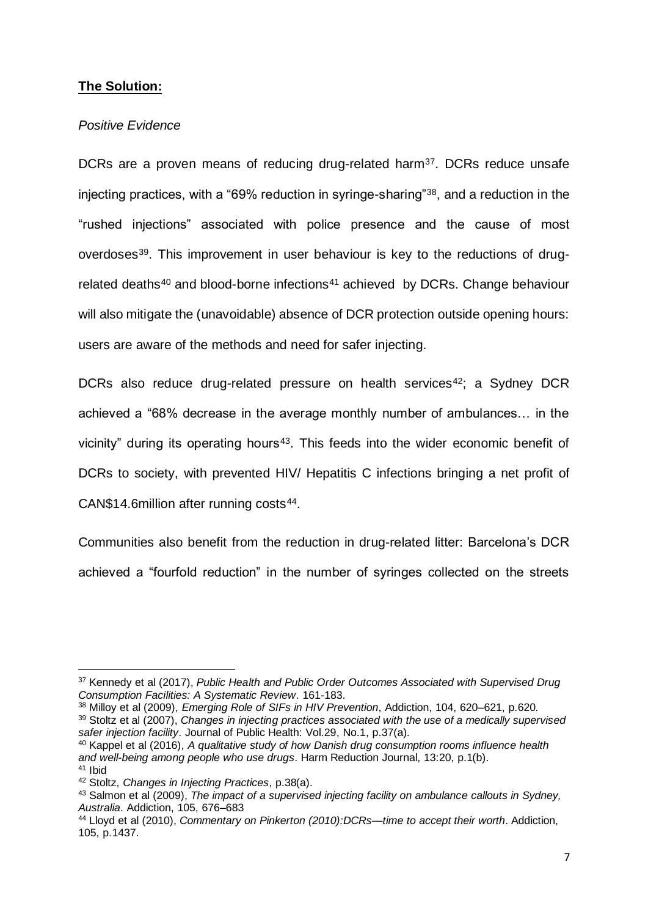## **The Solution:**

*Positive Evidence*

DCRs are a proven means of reducing drug-related harm[37]. DCRs reduce unsafe injecting practices, with a "69% reduction in syringe-sharing"[38], and a reduction in the "rushed injections" associated with police presence and the cause of most overdoses[39]. This improvement in user behaviour is key to the reductions of drug-related deaths[40] and blood-borne infections[41] achieved by DCRs. Change behaviour will also mitigate the (unavoidable) absence of DCR protection outside opening hours: users are aware of the methods and need for safer injecting.

DCRs also reduce drug-related pressure on health services[42]; a Sydney DCR achieved a "68% decrease in the average monthly number of ambulances… in the vicinity" during its operating hours[43]. This feeds into the wider economic benefit of DCRs to society, with prevented HIV/ Hepatitis C infections bringing a net profit of CAN$14.6million after running costs[44].

Communities also benefit from the reduction in drug-related litter: Barcelona's DCR achieved a "fourfold reduction" in the number of syringes collected on the streets

---

[37] Kennedy et al (2017), *Public Health and Public Order Outcomes Associated with Supervised Drug Consumption Facilities: A Systematic Review*. 161-183.

[38] Milloy et al (2009), *Emerging Role of SIFs in HIV Prevention*, Addiction, 104, 620–621, p.620.

[39] Stoltz et al (2007), *Changes in injecting practices associated with the use of a medically supervised safer injection facility*. Journal of Public Health: Vol.29, No.1, p.37(a).

[40] Kappel et al (2016), *A qualitative study of how Danish drug consumption rooms influence health and well-being among people who use drugs*. Harm Reduction Journal, 13:20, p.1(b).

[41] Ibid

[42] Stoltz, *Changes in Injecting Practices*, p.38(a).

[43] Salmon et al (2009), *The impact of a supervised injecting facility on ambulance callouts in Sydney, Australia*. Addiction, 105, 676–683

[44] Lloyd et al (2010), *Commentary on Pinkerton (2010):DCRs—time to accept their worth*. Addiction, 105, p.1437.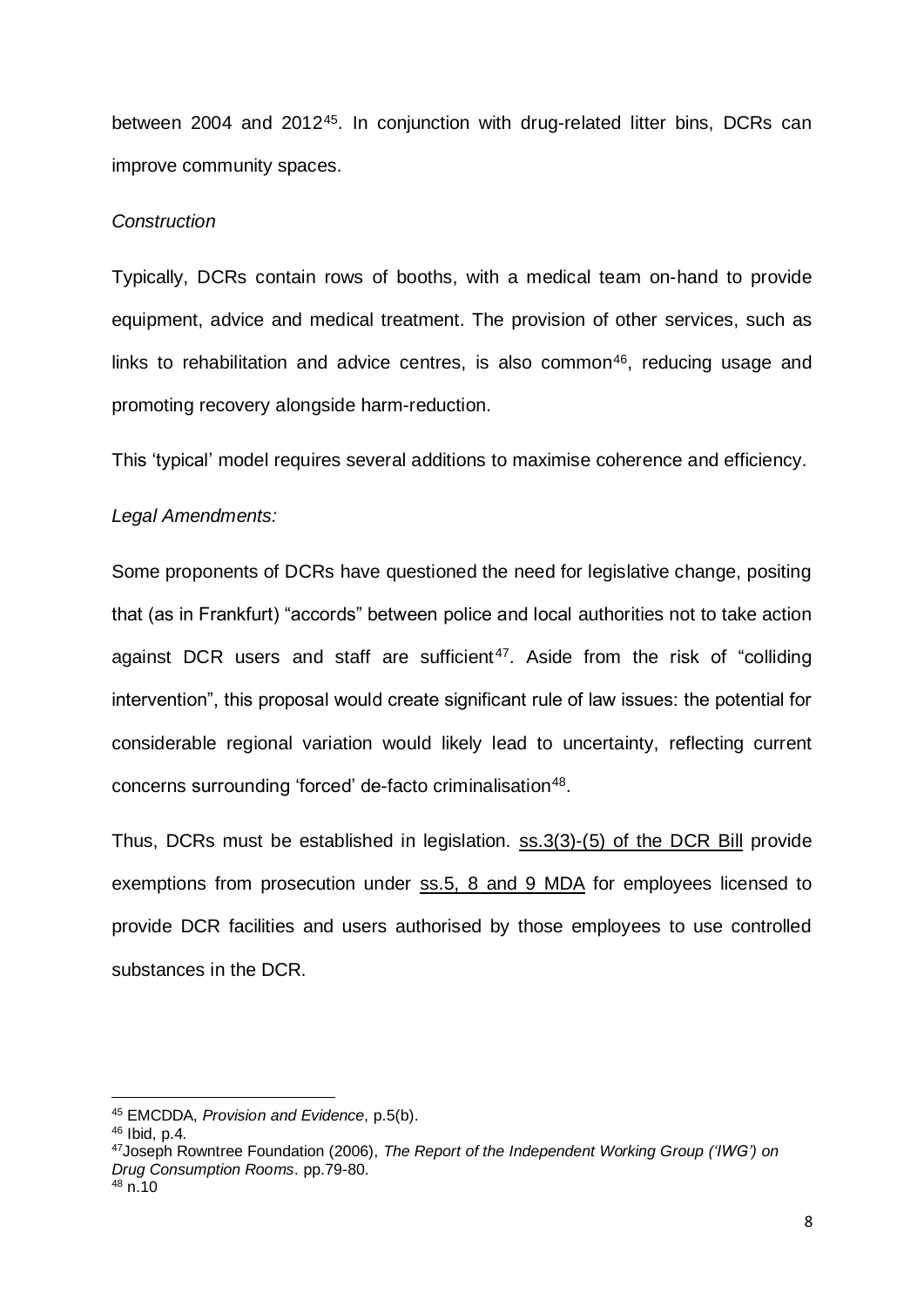between 2004 and 2012[45]. In conjunction with drug-related litter bins, DCRs can improve community spaces.

*Construction*

Typically, DCRs contain rows of booths, with a medical team on-hand to provide equipment, advice and medical treatment. The provision of other services, such as links to rehabilitation and advice centres, is also common[46], reducing usage and promoting recovery alongside harm-reduction.

This 'typical' model requires several additions to maximise coherence and efficiency.

*Legal Amendments:*

Some proponents of DCRs have questioned the need for legislative change, positing that (as in Frankfurt) "accords" between police and local authorities not to take action against DCR users and staff are sufficient[47]. Aside from the risk of "colliding intervention", this proposal would create significant rule of law issues: the potential for considerable regional variation would likely lead to uncertainty, reflecting current concerns surrounding 'forced' de-facto criminalisation[48].

Thus, DCRs must be established in legislation. ss.3(3)-(5) of the DCR Bill provide exemptions from prosecution under ss.5, 8 and 9 MDA for employees licensed to provide DCR facilities and users authorised by those employees to use controlled substances in the DCR.

---

[45] EMCDDA, *Provision and Evidence*, p.5(b).

[46] Ibid, p.4.

[47] Joseph Rowntree Foundation (2006), *The Report of the Independent Working Group ('IWG') on Drug Consumption Rooms*. pp.79-80.

[48] n.10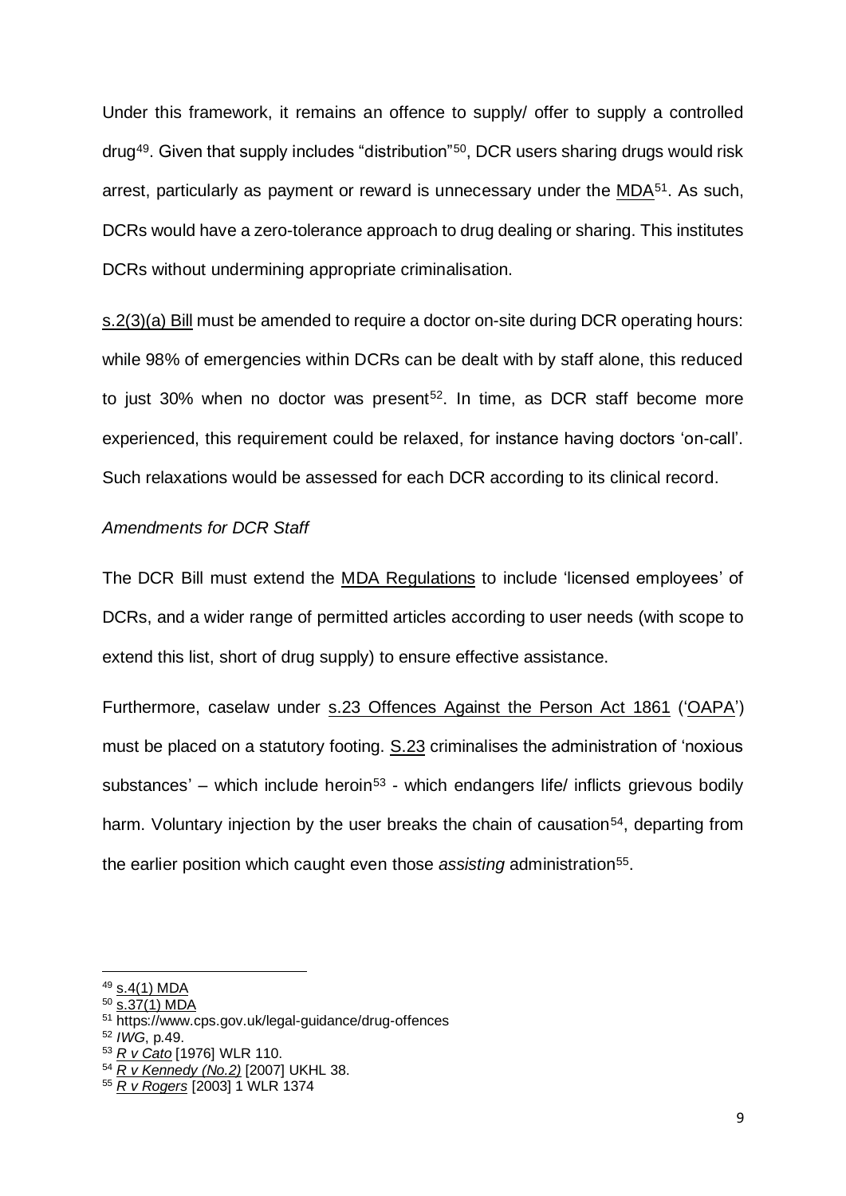Under this framework, it remains an offence to supply/ offer to supply a controlled drug[49]. Given that supply includes "distribution"[50], DCR users sharing drugs would risk arrest, particularly as payment or reward is unnecessary under the MDA[51]. As such, DCRs would have a zero-tolerance approach to drug dealing or sharing. This institutes DCRs without undermining appropriate criminalisation.

s.2(3)(a) Bill must be amended to require a doctor on-site during DCR operating hours: while 98% of emergencies within DCRs can be dealt with by staff alone, this reduced to just 30% when no doctor was present[52]. In time, as DCR staff become more experienced, this requirement could be relaxed, for instance having doctors 'on-call'. Such relaxations would be assessed for each DCR according to its clinical record.

*Amendments for DCR Staff*

The DCR Bill must extend the MDA Regulations to include 'licensed employees' of DCRs, and a wider range of permitted articles according to user needs (with scope to extend this list, short of drug supply) to ensure effective assistance.

Furthermore, caselaw under s.23 Offences Against the Person Act 1861 ('OAPA') must be placed on a statutory footing. S.23 criminalises the administration of 'noxious substances' – which include heroin[53] - which endangers life/ inflicts grievous bodily harm. Voluntary injection by the user breaks the chain of causation[54], departing from the earlier position which caught even those *assisting* administration[55].

---

[49] s.4(1) MDA
[50] s.37(1) MDA
[51] https://www.cps.gov.uk/legal-guidance/drug-offences
[52] *IWG*, p.49.
[53] *R v Cato* [1976] WLR 110.
[54] *R v Kennedy (No.2)* [2007] UKHL 38.
[55] *R v Rogers* [2003] 1 WLR 1374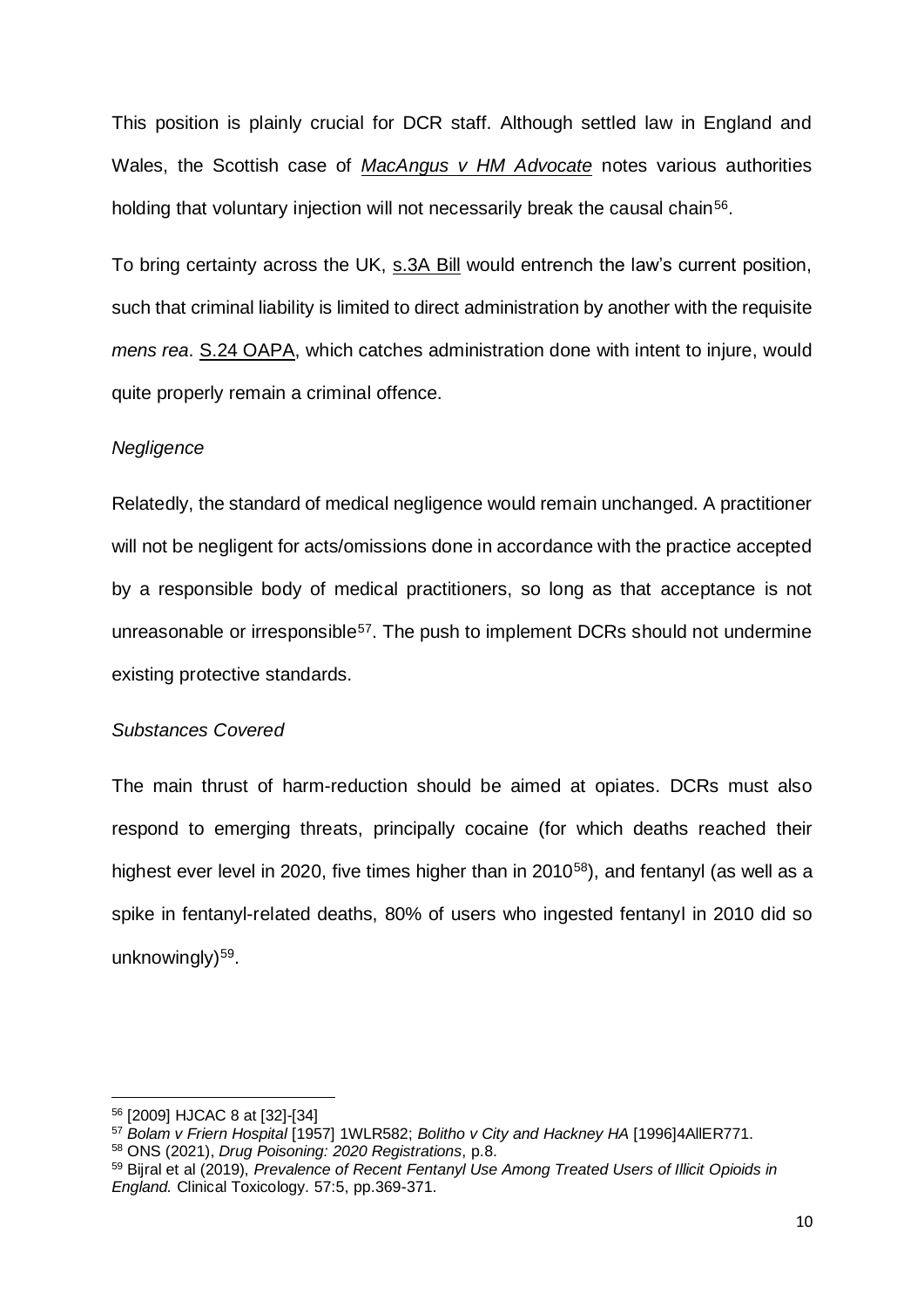This position is plainly crucial for DCR staff. Although settled law in England and Wales, the Scottish case of *MacAngus v HM Advocate* notes various authorities holding that voluntary injection will not necessarily break the causal chain[56].

To bring certainty across the UK, s.3A Bill would entrench the law's current position, such that criminal liability is limited to direct administration by another with the requisite *mens rea*. S.24 OAPA, which catches administration done with intent to injure, would quite properly remain a criminal offence.

*Negligence*

Relatedly, the standard of medical negligence would remain unchanged. A practitioner will not be negligent for acts/omissions done in accordance with the practice accepted by a responsible body of medical practitioners, so long as that acceptance is not unreasonable or irresponsible[57]. The push to implement DCRs should not undermine existing protective standards.

*Substances Covered*

The main thrust of harm-reduction should be aimed at opiates. DCRs must also respond to emerging threats, principally cocaine (for which deaths reached their highest ever level in 2020, five times higher than in 2010[58]), and fentanyl (as well as a spike in fentanyl-related deaths, 80% of users who ingested fentanyl in 2010 did so unknowingly)[59].

---

[56] [2009] HJCAC 8 at [32]-[34]

[57] *Bolam v Friern Hospital* [1957] 1WLR582; *Bolitho v City and Hackney HA* [1996]4AllER771.

[58] ONS (2021), *Drug Poisoning: 2020 Registrations*, p.8.

[59] Bijral et al (2019), *Prevalence of Recent Fentanyl Use Among Treated Users of Illicit Opioids in England.* Clinical Toxicology. 57:5, pp.369-371.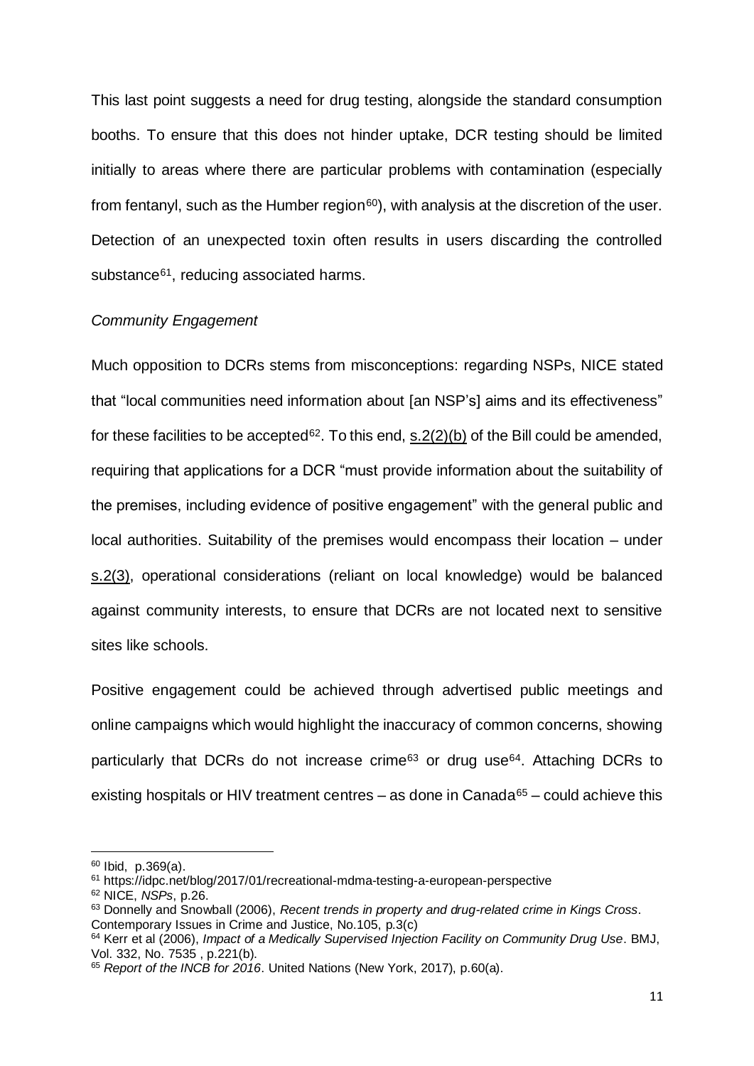This last point suggests a need for drug testing, alongside the standard consumption booths. To ensure that this does not hinder uptake, DCR testing should be limited initially to areas where there are particular problems with contamination (especially from fentanyl, such as the Humber region[60]), with analysis at the discretion of the user. Detection of an unexpected toxin often results in users discarding the controlled substance[61], reducing associated harms.

*Community Engagement*

Much opposition to DCRs stems from misconceptions: regarding NSPs, NICE stated that "local communities need information about [an NSP's] aims and its effectiveness" for these facilities to be accepted[62]. To this end, s.2(2)(b) of the Bill could be amended, requiring that applications for a DCR "must provide information about the suitability of the premises, including evidence of positive engagement" with the general public and local authorities. Suitability of the premises would encompass their location – under s.2(3), operational considerations (reliant on local knowledge) would be balanced against community interests, to ensure that DCRs are not located next to sensitive sites like schools.

Positive engagement could be achieved through advertised public meetings and online campaigns which would highlight the inaccuracy of common concerns, showing particularly that DCRs do not increase crime[63] or drug use[64]. Attaching DCRs to existing hospitals or HIV treatment centres – as done in Canada[65] – could achieve this

---

[60] Ibid, p.369(a).

[61] https://idpc.net/blog/2017/01/recreational-mdma-testing-a-european-perspective

[62] NICE, *NSPs*, p.26.

[63] Donnelly and Snowball (2006), *Recent trends in property and drug-related crime in Kings Cross*. Contemporary Issues in Crime and Justice, No.105, p.3(c)

[64] Kerr et al (2006), *Impact of a Medically Supervised Injection Facility on Community Drug Use*. BMJ, Vol. 332, No. 7535 , p.221(b).

[65] *Report of the INCB for 2016*. United Nations (New York, 2017), p.60(a).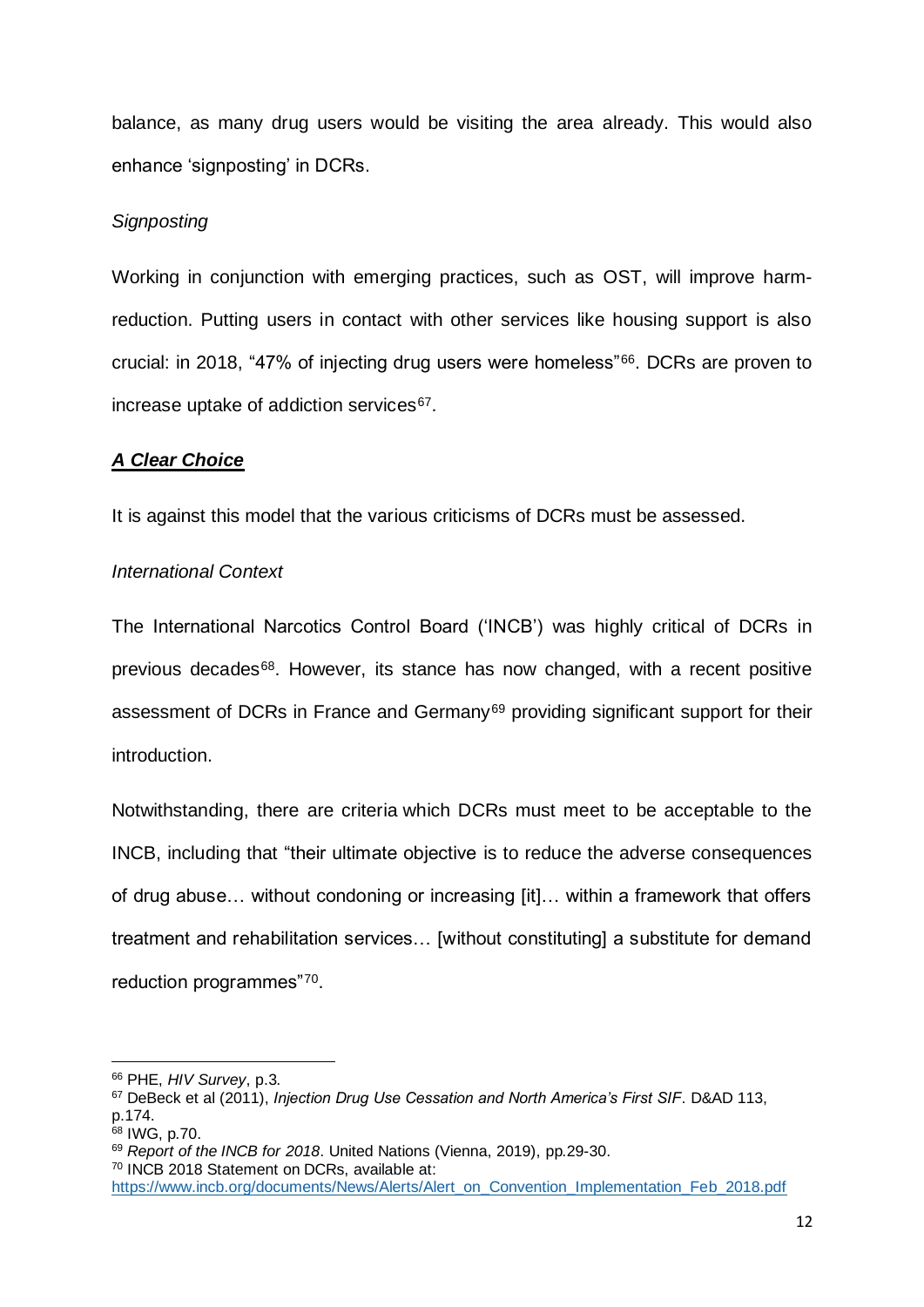balance, as many drug users would be visiting the area already. This would also enhance 'signposting' in DCRs.

*Signposting*

Working in conjunction with emerging practices, such as OST, will improve harm-reduction. Putting users in contact with other services like housing support is also crucial: in 2018, "47% of injecting drug users were homeless"[66]. DCRs are proven to increase uptake of addiction services[67].

***A Clear Choice***

It is against this model that the various criticisms of DCRs must be assessed.

*International Context*

The International Narcotics Control Board ('INCB') was highly critical of DCRs in previous decades[68]. However, its stance has now changed, with a recent positive assessment of DCRs in France and Germany[69] providing significant support for their introduction.

Notwithstanding, there are criteria which DCRs must meet to be acceptable to the INCB, including that "their ultimate objective is to reduce the adverse consequences of drug abuse… without condoning or increasing [it]… within a framework that offers treatment and rehabilitation services… [without constituting] a substitute for demand reduction programmes"[70].

---

[66] PHE, *HIV Survey*, p.3.

[67] DeBeck et al (2011), *Injection Drug Use Cessation and North America's First SIF*. D&AD 113, p.174.

[68] IWG, p.70.

[69] *Report of the INCB for 2018*. United Nations (Vienna, 2019), pp.29-30.

[70] INCB 2018 Statement on DCRs, available at: https://www.incb.org/documents/News/Alerts/Alert_on_Convention_Implementation_Feb_2018.pdf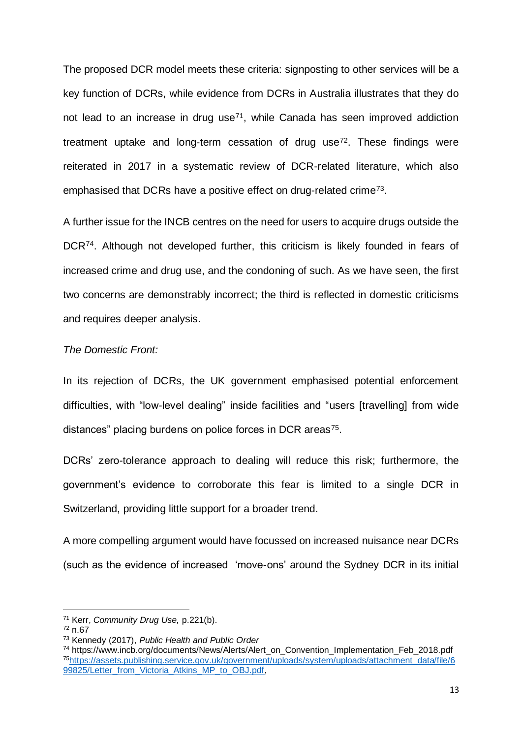The proposed DCR model meets these criteria: signposting to other services will be a key function of DCRs, while evidence from DCRs in Australia illustrates that they do not lead to an increase in drug use[71], while Canada has seen improved addiction treatment uptake and long-term cessation of drug use[72]. These findings were reiterated in 2017 in a systematic review of DCR-related literature, which also emphasised that DCRs have a positive effect on drug-related crime[73].

A further issue for the INCB centres on the need for users to acquire drugs outside the DCR[74]. Although not developed further, this criticism is likely founded in fears of increased crime and drug use, and the condoning of such. As we have seen, the first two concerns are demonstrably incorrect; the third is reflected in domestic criticisms and requires deeper analysis.

*The Domestic Front:*

In its rejection of DCRs, the UK government emphasised potential enforcement difficulties, with "low-level dealing" inside facilities and "users [travelling] from wide distances" placing burdens on police forces in DCR areas[75].

DCRs' zero-tolerance approach to dealing will reduce this risk; furthermore, the government's evidence to corroborate this fear is limited to a single DCR in Switzerland, providing little support for a broader trend.

A more compelling argument would have focussed on increased nuisance near DCRs (such as the evidence of increased 'move-ons' around the Sydney DCR in its initial

---

[71] Kerr, *Community Drug Use,* p.221(b).

[72] n.67

[73] Kennedy (2017), *Public Health and Public Order*

[74] https://www.incb.org/documents/News/Alerts/Alert_on_Convention_Implementation_Feb_2018.pdf

[75] https://assets.publishing.service.gov.uk/government/uploads/system/uploads/attachment_data/file/699825/Letter_from_Victoria_Atkins_MP_to_OBJ.pdf,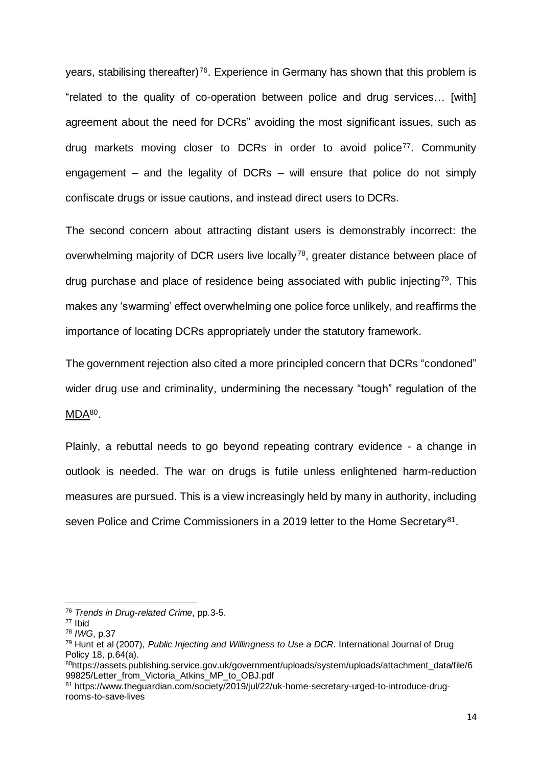years, stabilising thereafter)[76]. Experience in Germany has shown that this problem is "related to the quality of co-operation between police and drug services… [with] agreement about the need for DCRs" avoiding the most significant issues, such as drug markets moving closer to DCRs in order to avoid police[77]. Community engagement – and the legality of DCRs – will ensure that police do not simply confiscate drugs or issue cautions, and instead direct users to DCRs.

The second concern about attracting distant users is demonstrably incorrect: the overwhelming majority of DCR users live locally[78], greater distance between place of drug purchase and place of residence being associated with public injecting[79]. This makes any 'swarming' effect overwhelming one police force unlikely, and reaffirms the importance of locating DCRs appropriately under the statutory framework.

The government rejection also cited a more principled concern that DCRs "condoned" wider drug use and criminality, undermining the necessary "tough" regulation of the MDA[80].

Plainly, a rebuttal needs to go beyond repeating contrary evidence - a change in outlook is needed. The war on drugs is futile unless enlightened harm-reduction measures are pursued. This is a view increasingly held by many in authority, including seven Police and Crime Commissioners in a 2019 letter to the Home Secretary[81].

---

[76] *Trends in Drug-related Crime*, pp.3-5.

[77] Ibid

[78] *IWG*, p.37

[79] Hunt et al (2007), *Public Injecting and Willingness to Use a DCR*. International Journal of Drug Policy 18, p.64(a).

[80] https://assets.publishing.service.gov.uk/government/uploads/system/uploads/attachment_data/file/699825/Letter_from_Victoria_Atkins_MP_to_OBJ.pdf

[81] https://www.theguardian.com/society/2019/jul/22/uk-home-secretary-urged-to-introduce-drug-rooms-to-save-lives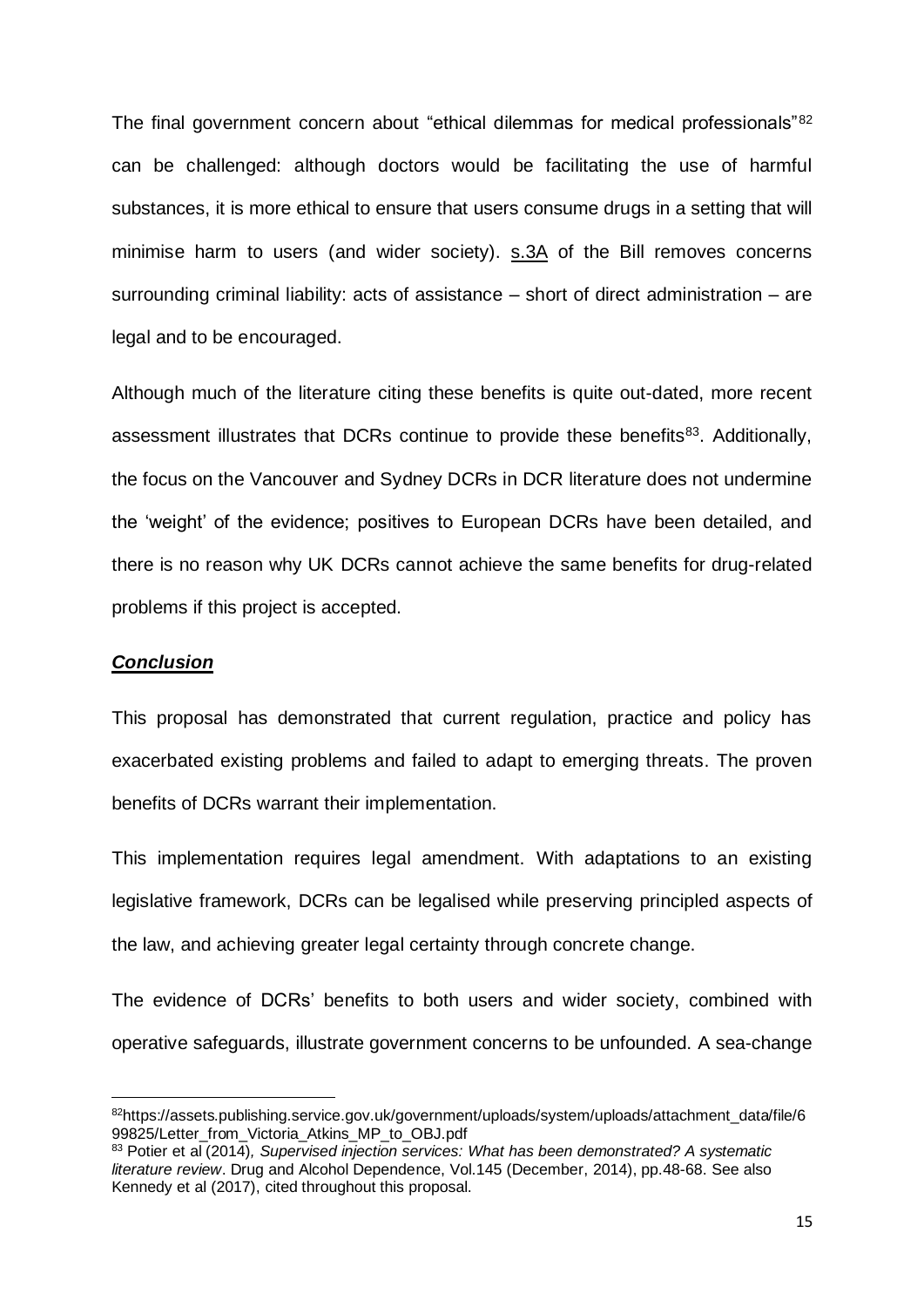The final government concern about "ethical dilemmas for medical professionals"[82] can be challenged: although doctors would be facilitating the use of harmful substances, it is more ethical to ensure that users consume drugs in a setting that will minimise harm to users (and wider society). s.3A of the Bill removes concerns surrounding criminal liability: acts of assistance – short of direct administration – are legal and to be encouraged.

Although much of the literature citing these benefits is quite out-dated, more recent assessment illustrates that DCRs continue to provide these benefits[83]. Additionally, the focus on the Vancouver and Sydney DCRs in DCR literature does not undermine the 'weight' of the evidence; positives to European DCRs have been detailed, and there is no reason why UK DCRs cannot achieve the same benefits for drug-related problems if this project is accepted.

## ***Conclusion***

This proposal has demonstrated that current regulation, practice and policy has exacerbated existing problems and failed to adapt to emerging threats. The proven benefits of DCRs warrant their implementation.

This implementation requires legal amendment. With adaptations to an existing legislative framework, DCRs can be legalised while preserving principled aspects of the law, and achieving greater legal certainty through concrete change.

The evidence of DCRs' benefits to both users and wider society, combined with operative safeguards, illustrate government concerns to be unfounded. A sea-change

---

[82] https://assets.publishing.service.gov.uk/government/uploads/system/uploads/attachment_data/file/699825/Letter_from_Victoria_Atkins_MP_to_OBJ.pdf

[83] Potier et al (2014), *Supervised injection services: What has been demonstrated? A systematic literature review*. Drug and Alcohol Dependence, Vol.145 (December, 2014), pp.48-68. See also Kennedy et al (2017), cited throughout this proposal.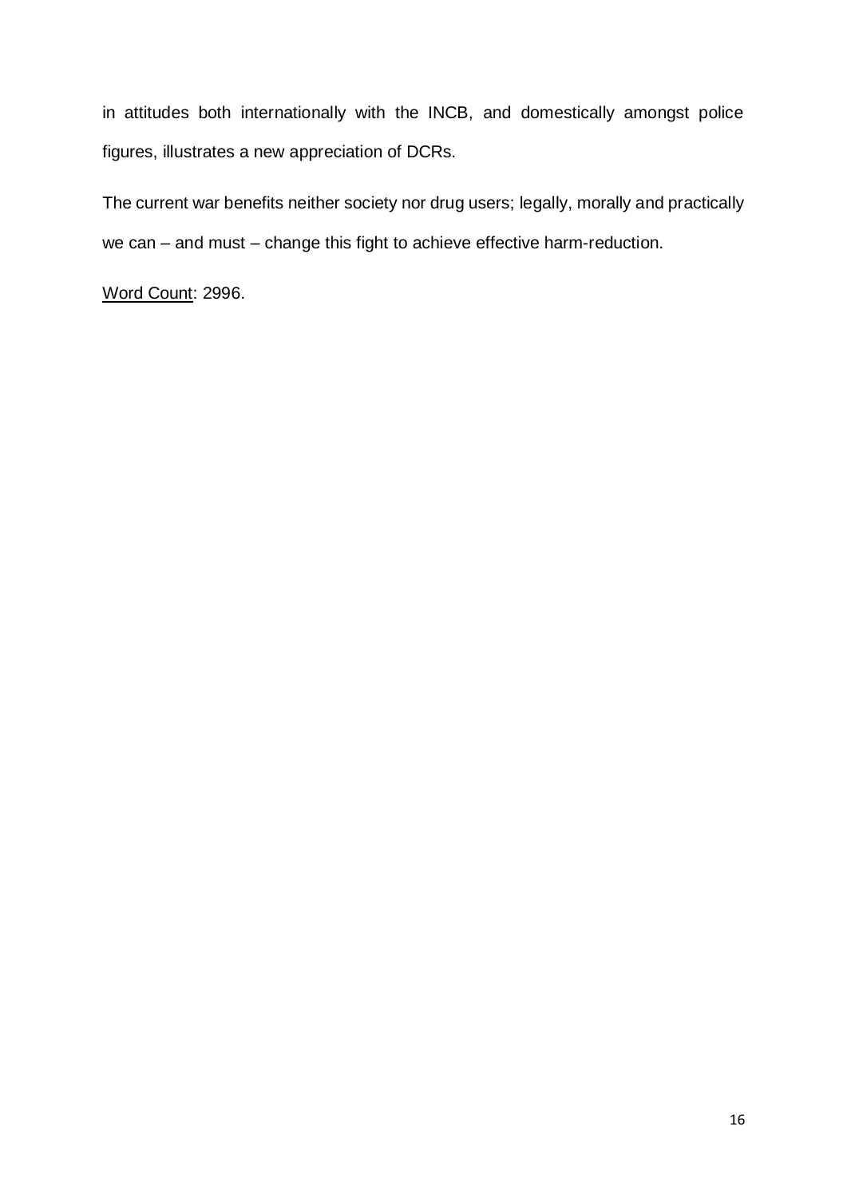in attitudes both internationally with the INCB, and domestically amongst police figures, illustrates a new appreciation of DCRs.

The current war benefits neither society nor drug users; legally, morally and practically we can – and must – change this fight to achieve effective harm-reduction.

<u>Word Count</u>: 2996.